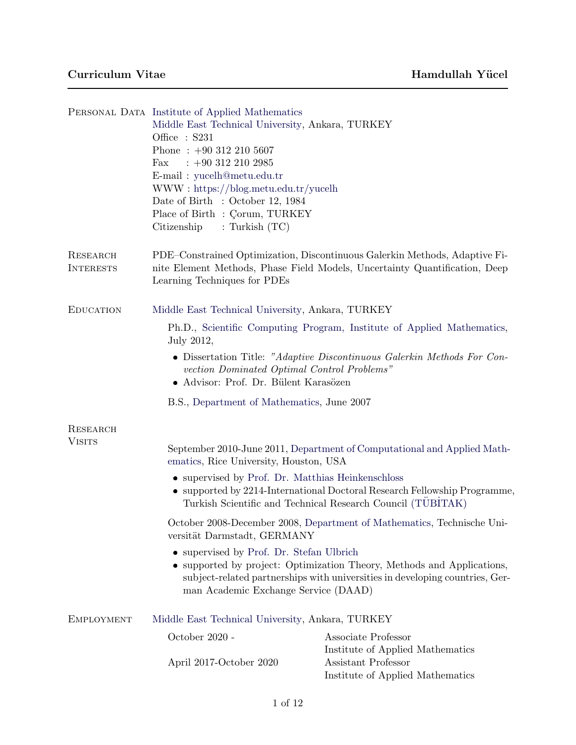# Curriculum Vitae — Hamdullah Yücel

## Personal Data

Institute of Applied Mathematics
Middle East Technical University, Ankara, TURKEY
Office : S231
Phone : +90 312 210 5607
Fax : +90 312 210 2985
E-mail : yucelh@metu.edu.tr
WWW : https://blog.metu.edu.tr/yucelh
Date of Birth : October 12, 1984
Place of Birth : Çorum, TURKEY
Citizenship : Turkish (TC)

## Research Interests

PDE–Constrained Optimization, Discontinuous Galerkin Methods, Adaptive Finite Element Methods, Phase Field Models, Uncertainty Quantification, Deep Learning Techniques for PDEs

## Education

Middle East Technical University, Ankara, TURKEY

Ph.D., Scientific Computing Program, Institute of Applied Mathematics, July 2012,

- Dissertation Title: *"Adaptive Discontinuous Galerkin Methods For Convection Dominated Optimal Control Problems"*
- Advisor: Prof. Dr. Bülent Karasözen

B.S., Department of Mathematics, June 2007

## Research Visits

September 2010-June 2011, Department of Computational and Applied Mathematics, Rice University, Houston, USA

- supervised by Prof. Dr. Matthias Heinkenschloss
- supported by 2214-International Doctoral Research Fellowship Programme, Turkish Scientific and Technical Research Council (TÜBİTAK)

October 2008-December 2008, Department of Mathematics, Technische Universität Darmstadt, GERMANY

- supervised by Prof. Dr. Stefan Ulbrich
- supported by project: Optimization Theory, Methods and Applications, subject-related partnerships with universities in developing countries, German Academic Exchange Service (DAAD)

## Employment

Middle East Technical University, Ankara, TURKEY

| | |
|---|---|
| October 2020 - | Associate Professor<br>Institute of Applied Mathematics |
| April 2017-October 2020 | Assistant Professor<br>Institute of Applied Mathematics |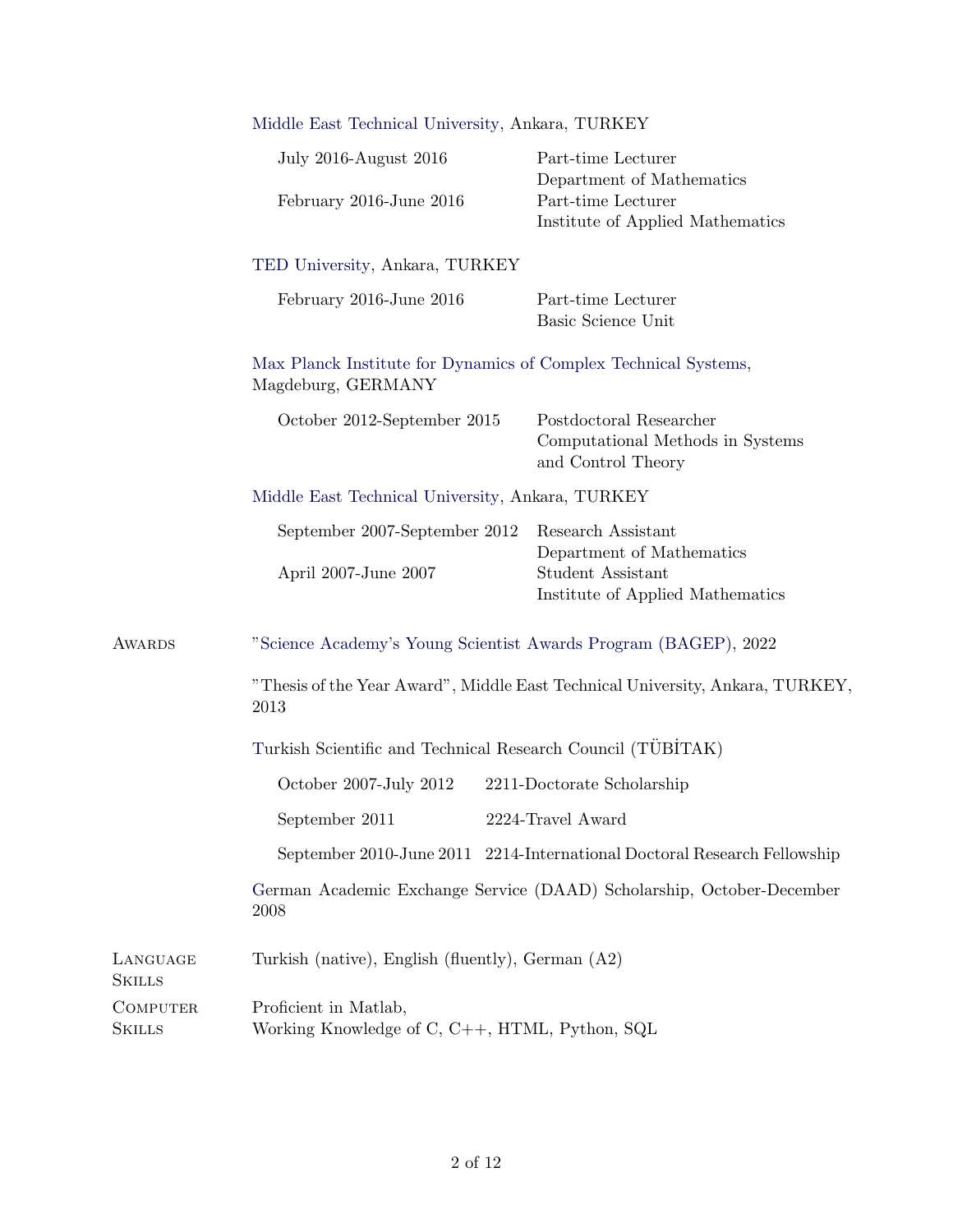Middle East Technical University, Ankara, TURKEY

| | |
|---|---|
| July 2016-August 2016 | Part-time Lecturer<br>Department of Mathematics |
| February 2016-June 2016 | Part-time Lecturer<br>Institute of Applied Mathematics |

TED University, Ankara, TURKEY

| | |
|---|---|
| February 2016-June 2016 | Part-time Lecturer<br>Basic Science Unit |

Max Planck Institute for Dynamics of Complex Technical Systems, Magdeburg, GERMANY

| | |
|---|---|
| October 2012-September 2015 | Postdoctoral Researcher<br>Computational Methods in Systems and Control Theory |

Middle East Technical University, Ankara, TURKEY

| | |
|---|---|
| September 2007-September 2012 | Research Assistant<br>Department of Mathematics |
| April 2007-June 2007 | Student Assistant<br>Institute of Applied Mathematics |

## Awards

"Science Academy's Young Scientist Awards Program (BAGEP), 2022

"Thesis of the Year Award", Middle East Technical University, Ankara, TURKEY, 2013

Turkish Scientific and Technical Research Council (TÜBİTAK)

| | |
|---|---|
| October 2007-July 2012 | 2211-Doctorate Scholarship |
| September 2011 | 2224-Travel Award |
| September 2010-June 2011 | 2214-International Doctoral Research Fellowship |

German Academic Exchange Service (DAAD) Scholarship, October-December 2008

## Language Skills

Turkish (native), English (fluently), German (A2)

## Computer Skills

Proficient in Matlab,
Working Knowledge of C, C++, HTML, Python, SQL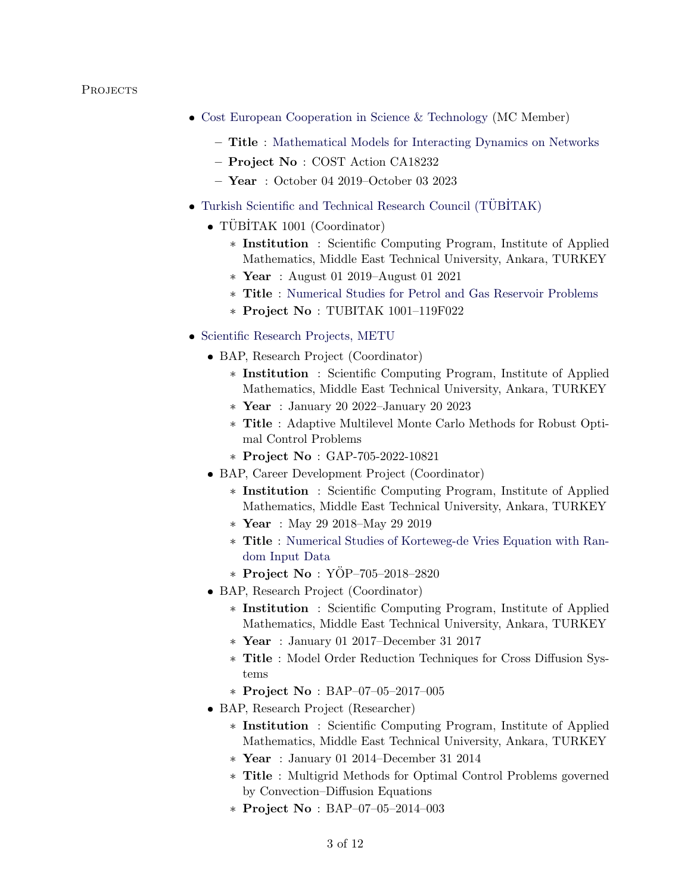# Projects

- Cost European Cooperation in Science & Technology (MC Member)
  - **Title** : Mathematical Models for Interacting Dynamics on Networks
  - **Project No** : COST Action CA18232
  - **Year** : October 04 2019–October 03 2023

- Turkish Scientific and Technical Research Council (TÜBİTAK)
  - TÜBİTAK 1001 (Coordinator)
    - **Institution** : Scientific Computing Program, Institute of Applied Mathematics, Middle East Technical University, Ankara, TURKEY
    - **Year** : August 01 2019–August 01 2021
    - **Title** : Numerical Studies for Petrol and Gas Reservoir Problems
    - **Project No** : TUBITAK 1001–119F022

- Scientific Research Projects, METU
  - BAP, Research Project (Coordinator)
    - **Institution** : Scientific Computing Program, Institute of Applied Mathematics, Middle East Technical University, Ankara, TURKEY
    - **Year** : January 20 2022–January 20 2023
    - **Title** : Adaptive Multilevel Monte Carlo Methods for Robust Optimal Control Problems
    - **Project No** : GAP-705-2022-10821
  - BAP, Career Development Project (Coordinator)
    - **Institution** : Scientific Computing Program, Institute of Applied Mathematics, Middle East Technical University, Ankara, TURKEY
    - **Year** : May 29 2018–May 29 2019
    - **Title** : Numerical Studies of Korteweg-de Vries Equation with Random Input Data
    - **Project No** : YÖP–705–2018–2820
  - BAP, Research Project (Coordinator)
    - **Institution** : Scientific Computing Program, Institute of Applied Mathematics, Middle East Technical University, Ankara, TURKEY
    - **Year** : January 01 2017–December 31 2017
    - **Title** : Model Order Reduction Techniques for Cross Diffusion Systems
    - **Project No** : BAP–07–05–2017–005
  - BAP, Research Project (Researcher)
    - **Institution** : Scientific Computing Program, Institute of Applied Mathematics, Middle East Technical University, Ankara, TURKEY
    - **Year** : January 01 2014–December 31 2014
    - **Title** : Multigrid Methods for Optimal Control Problems governed by Convection–Diffusion Equations
    - **Project No** : BAP–07–05–2014–003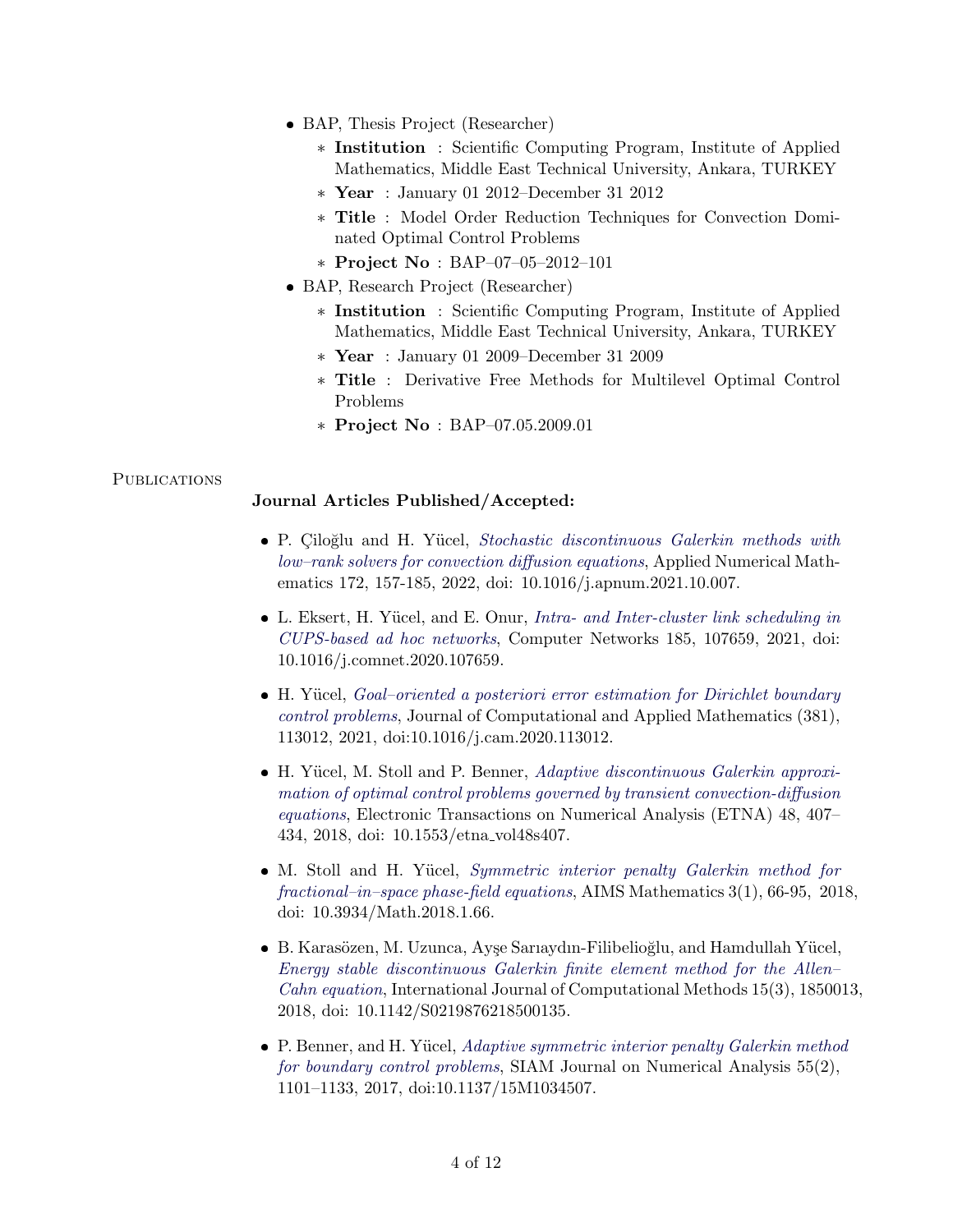- BAP, Thesis Project (Researcher)
  - **Institution** : Scientific Computing Program, Institute of Applied Mathematics, Middle East Technical University, Ankara, TURKEY
  - **Year** : January 01 2012–December 31 2012
  - **Title** : Model Order Reduction Techniques for Convection Dominated Optimal Control Problems
  - **Project No** : BAP–07–05–2012–101
- BAP, Research Project (Researcher)
  - **Institution** : Scientific Computing Program, Institute of Applied Mathematics, Middle East Technical University, Ankara, TURKEY
  - **Year** : January 01 2009–December 31 2009
  - **Title** : Derivative Free Methods for Multilevel Optimal Control Problems
  - **Project No** : BAP–07.05.2009.01

## Publications

**Journal Articles Published/Accepted:**

- P. Çiloğlu and H. Yücel, *Stochastic discontinuous Galerkin methods with low–rank solvers for convection diffusion equations*, Applied Numerical Mathematics 172, 157-185, 2022, doi: 10.1016/j.apnum.2021.10.007.

- L. Eksert, H. Yücel, and E. Onur, *Intra- and Inter-cluster link scheduling in CUPS-based ad hoc networks*, Computer Networks 185, 107659, 2021, doi: 10.1016/j.comnet.2020.107659.

- H. Yücel, *Goal–oriented a posteriori error estimation for Dirichlet boundary control problems*, Journal of Computational and Applied Mathematics (381), 113012, 2021, doi:10.1016/j.cam.2020.113012.

- H. Yücel, M. Stoll and P. Benner, *Adaptive discontinuous Galerkin approximation of optimal control problems governed by transient convection-diffusion equations*, Electronic Transactions on Numerical Analysis (ETNA) 48, 407–434, 2018, doi: 10.1553/etna_vol48s407.

- M. Stoll and H. Yücel, *Symmetric interior penalty Galerkin method for fractional–in–space phase-field equations*, AIMS Mathematics 3(1), 66-95, 2018, doi: 10.3934/Math.2018.1.66.

- B. Karasözen, M. Uzunca, Ayşe Sarıaydın-Filibelioğlu, and Hamdullah Yücel, *Energy stable discontinuous Galerkin finite element method for the Allen–Cahn equation*, International Journal of Computational Methods 15(3), 1850013, 2018, doi: 10.1142/S0219876218500135.

- P. Benner, and H. Yücel, *Adaptive symmetric interior penalty Galerkin method for boundary control problems*, SIAM Journal on Numerical Analysis 55(2), 1101–1133, 2017, doi:10.1137/15M1034507.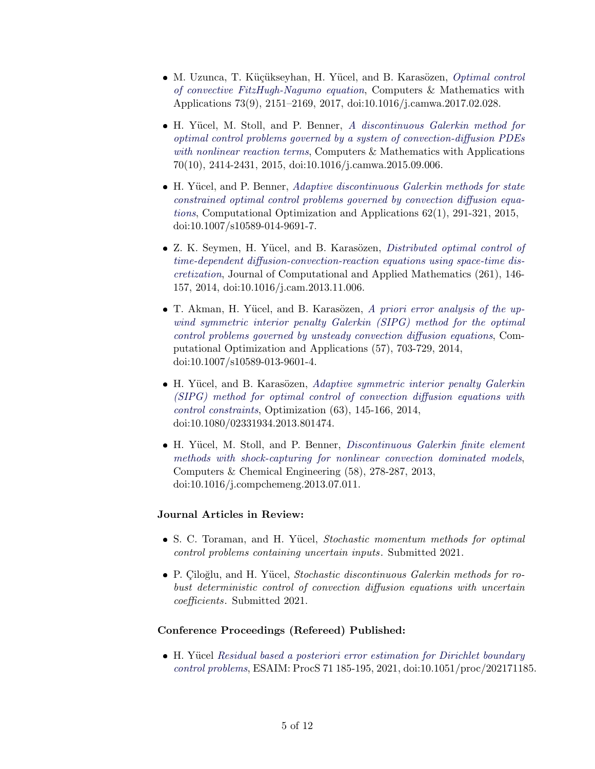- M. Uzunca, T. Küçükseyhan, H. Yücel, and B. Karasözen, *Optimal control of convective FitzHugh-Nagumo equation*, Computers & Mathematics with Applications 73(9), 2151–2169, 2017, doi:10.1016/j.camwa.2017.02.028.

- H. Yücel, M. Stoll, and P. Benner, *A discontinuous Galerkin method for optimal control problems governed by a system of convection-diffusion PDEs with nonlinear reaction terms*, Computers & Mathematics with Applications 70(10), 2414-2431, 2015, doi:10.1016/j.camwa.2015.09.006.

- H. Yücel, and P. Benner, *Adaptive discontinuous Galerkin methods for state constrained optimal control problems governed by convection diffusion equations*, Computational Optimization and Applications 62(1), 291-321, 2015, doi:10.1007/s10589-014-9691-7.

- Z. K. Seymen, H. Yücel, and B. Karasözen, *Distributed optimal control of time-dependent diffusion-convection-reaction equations using space-time discretization*, Journal of Computational and Applied Mathematics (261), 146-157, 2014, doi:10.1016/j.cam.2013.11.006.

- T. Akman, H. Yücel, and B. Karasözen, *A priori error analysis of the upwind symmetric interior penalty Galerkin (SIPG) method for the optimal control problems governed by unsteady convection diffusion equations*, Computational Optimization and Applications (57), 703-729, 2014, doi:10.1007/s10589-013-9601-4.

- H. Yücel, and B. Karasözen, *Adaptive symmetric interior penalty Galerkin (SIPG) method for optimal control of convection diffusion equations with control constraints*, Optimization (63), 145-166, 2014, doi:10.1080/02331934.2013.801474.

- H. Yücel, M. Stoll, and P. Benner, *Discontinuous Galerkin finite element methods with shock-capturing for nonlinear convection dominated models*, Computers & Chemical Engineering (58), 278-287, 2013, doi:10.1016/j.compchemeng.2013.07.011.

**Journal Articles in Review:**

- S. C. Toraman, and H. Yücel, *Stochastic momentum methods for optimal control problems containing uncertain inputs*. Submitted 2021.

- P. Çiloğlu, and H. Yücel, *Stochastic discontinuous Galerkin methods for robust deterministic control of convection diffusion equations with uncertain coefficients*. Submitted 2021.

**Conference Proceedings (Refereed) Published:**

- H. Yücel *Residual based a posteriori error estimation for Dirichlet boundary control problems*, ESAIM: ProcS 71 185-195, 2021, doi:10.1051/proc/202171185.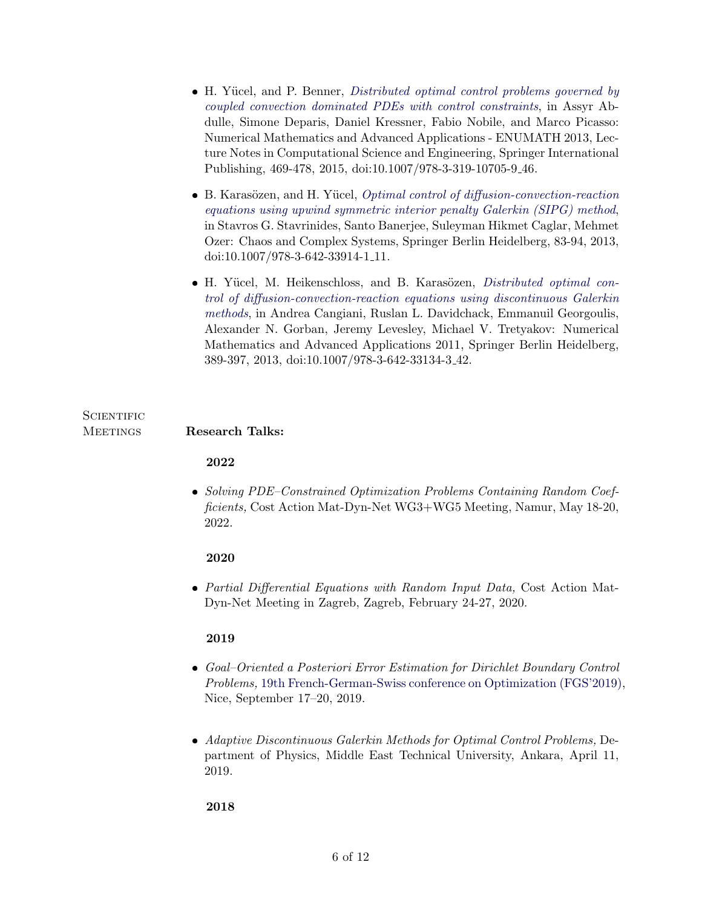- H. Yücel, and P. Benner, *Distributed optimal control problems governed by coupled convection dominated PDEs with control constraints*, in Assyr Abdulle, Simone Deparis, Daniel Kressner, Fabio Nobile, and Marco Picasso: Numerical Mathematics and Advanced Applications - ENUMATH 2013, Lecture Notes in Computational Science and Engineering, Springer International Publishing, 469-478, 2015, doi:10.1007/978-3-319-10705-9_46.

- B. Karasözen, and H. Yücel, *Optimal control of diffusion-convection-reaction equations using upwind symmetric interior penalty Galerkin (SIPG) method*, in Stavros G. Stavrinides, Santo Banerjee, Suleyman Hikmet Caglar, Mehmet Ozer: Chaos and Complex Systems, Springer Berlin Heidelberg, 83-94, 2013, doi:10.1007/978-3-642-33914-1_11.

- H. Yücel, M. Heikenschloss, and B. Karasözen, *Distributed optimal control of diffusion-convection-reaction equations using discontinuous Galerkin methods*, in Andrea Cangiani, Ruslan L. Davidchack, Emmanuil Georgoulis, Alexander N. Gorban, Jeremy Levesley, Michael V. Tretyakov: Numerical Mathematics and Advanced Applications 2011, Springer Berlin Heidelberg, 389-397, 2013, doi:10.1007/978-3-642-33134-3_42.

## Scientific Meetings

**Research Talks:**

**2022**

- *Solving PDE–Constrained Optimization Problems Containing Random Coefficients,* Cost Action Mat-Dyn-Net WG3+WG5 Meeting, Namur, May 18-20, 2022.

**2020**

- *Partial Differential Equations with Random Input Data,* Cost Action Mat-Dyn-Net Meeting in Zagreb, Zagreb, February 24-27, 2020.

**2019**

- *Goal–Oriented a Posteriori Error Estimation for Dirichlet Boundary Control Problems,* 19th French-German-Swiss conference on Optimization (FGS'2019), Nice, September 17–20, 2019.

- *Adaptive Discontinuous Galerkin Methods for Optimal Control Problems,* Department of Physics, Middle East Technical University, Ankara, April 11, 2019.

**2018**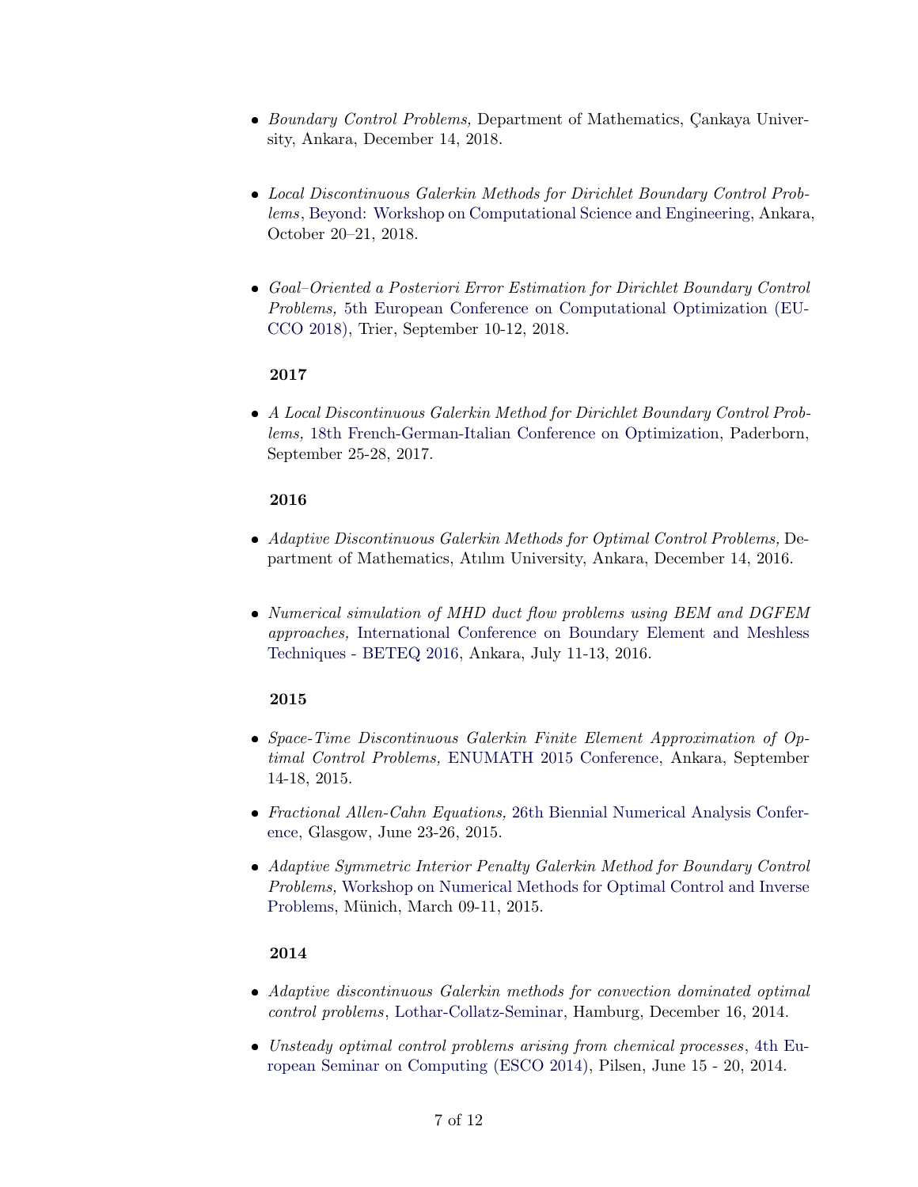- *Boundary Control Problems,* Department of Mathematics, Çankaya University, Ankara, December 14, 2018.

- *Local Discontinuous Galerkin Methods for Dirichlet Boundary Control Problems*, Beyond: Workshop on Computational Science and Engineering, Ankara, October 20–21, 2018.

- *Goal–Oriented a Posteriori Error Estimation for Dirichlet Boundary Control Problems,* 5th European Conference on Computational Optimization (EUCCO 2018), Trier, September 10-12, 2018.

**2017**

- *A Local Discontinuous Galerkin Method for Dirichlet Boundary Control Problems,* 18th French-German-Italian Conference on Optimization, Paderborn, September 25-28, 2017.

**2016**

- *Adaptive Discontinuous Galerkin Methods for Optimal Control Problems,* Department of Mathematics, Atılım University, Ankara, December 14, 2016.

- *Numerical simulation of MHD duct flow problems using BEM and DGFEM approaches,* International Conference on Boundary Element and Meshless Techniques - BETEQ 2016, Ankara, July 11-13, 2016.

**2015**

- *Space-Time Discontinuous Galerkin Finite Element Approximation of Optimal Control Problems,* ENUMATH 2015 Conference, Ankara, September 14-18, 2015.
- *Fractional Allen-Cahn Equations,* 26th Biennial Numerical Analysis Conference, Glasgow, June 23-26, 2015.
- *Adaptive Symmetric Interior Penalty Galerkin Method for Boundary Control Problems,* Workshop on Numerical Methods for Optimal Control and Inverse Problems, Münich, March 09-11, 2015.

**2014**

- *Adaptive discontinuous Galerkin methods for convection dominated optimal control problems*, Lothar-Collatz-Seminar, Hamburg, December 16, 2014.
- *Unsteady optimal control problems arising from chemical processes*, 4th European Seminar on Computing (ESCO 2014), Pilsen, June 15 - 20, 2014.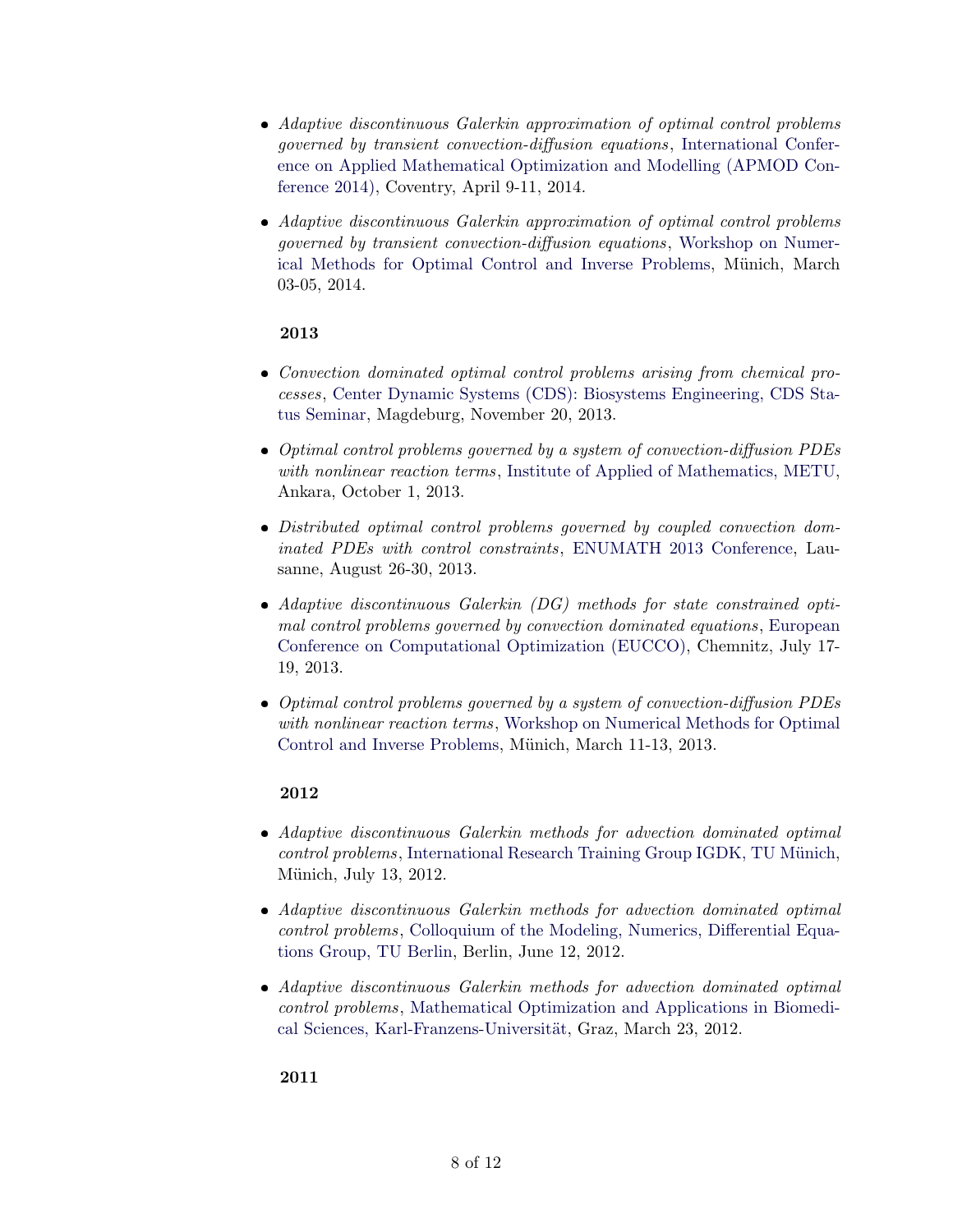- *Adaptive discontinuous Galerkin approximation of optimal control problems governed by transient convection-diffusion equations*, International Conference on Applied Mathematical Optimization and Modelling (APMOD Conference 2014), Coventry, April 9-11, 2014.

- *Adaptive discontinuous Galerkin approximation of optimal control problems governed by transient convection-diffusion equations*, Workshop on Numerical Methods for Optimal Control and Inverse Problems, Münich, March 03-05, 2014.

**2013**

- *Convection dominated optimal control problems arising from chemical processes*, Center Dynamic Systems (CDS): Biosystems Engineering, CDS Status Seminar, Magdeburg, November 20, 2013.

- *Optimal control problems governed by a system of convection-diffusion PDEs with nonlinear reaction terms*, Institute of Applied of Mathematics, METU, Ankara, October 1, 2013.

- *Distributed optimal control problems governed by coupled convection dominated PDEs with control constraints*, ENUMATH 2013 Conference, Lausanne, August 26-30, 2013.

- *Adaptive discontinuous Galerkin (DG) methods for state constrained optimal control problems governed by convection dominated equations*, European Conference on Computational Optimization (EUCCO), Chemnitz, July 17-19, 2013.

- *Optimal control problems governed by a system of convection-diffusion PDEs with nonlinear reaction terms*, Workshop on Numerical Methods for Optimal Control and Inverse Problems, Münich, March 11-13, 2013.

**2012**

- *Adaptive discontinuous Galerkin methods for advection dominated optimal control problems*, International Research Training Group IGDK, TU Münich, Münich, July 13, 2012.

- *Adaptive discontinuous Galerkin methods for advection dominated optimal control problems*, Colloquium of the Modeling, Numerics, Differential Equations Group, TU Berlin, Berlin, June 12, 2012.

- *Adaptive discontinuous Galerkin methods for advection dominated optimal control problems*, Mathematical Optimization and Applications in Biomedical Sciences, Karl-Franzens-Universität, Graz, March 23, 2012.

**2011**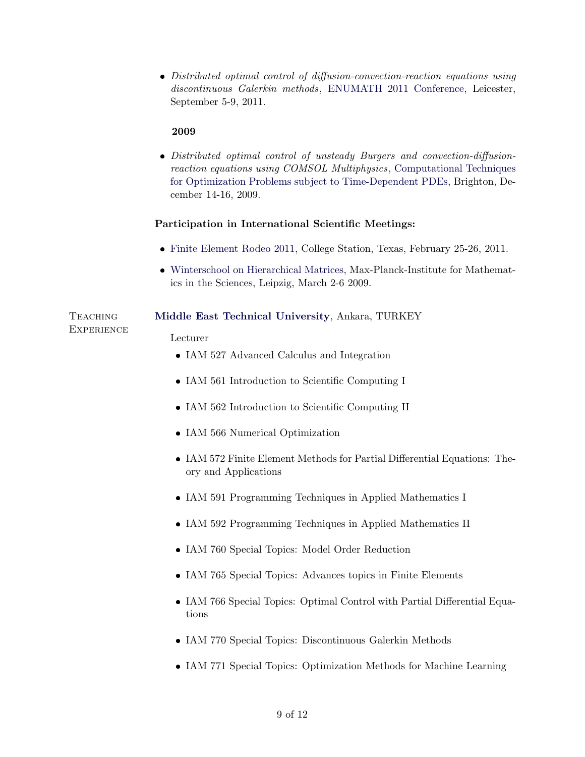- *Distributed optimal control of diffusion-convection-reaction equations using discontinuous Galerkin methods*, ENUMATH 2011 Conference, Leicester, September 5-9, 2011.

**2009**

- *Distributed optimal control of unsteady Burgers and convection-diffusion-reaction equations using COMSOL Multiphysics*, Computational Techniques for Optimization Problems subject to Time-Dependent PDEs, Brighton, December 14-16, 2009.

**Participation in International Scientific Meetings:**

- Finite Element Rodeo 2011, College Station, Texas, February 25-26, 2011.
- Winterschool on Hierarchical Matrices, Max-Planck-Institute for Mathematics in the Sciences, Leipzig, March 2-6 2009.

## Teaching Experience

**Middle East Technical University**, Ankara, TURKEY

Lecturer

- IAM 527 Advanced Calculus and Integration
- IAM 561 Introduction to Scientific Computing I
- IAM 562 Introduction to Scientific Computing II
- IAM 566 Numerical Optimization
- IAM 572 Finite Element Methods for Partial Differential Equations: Theory and Applications
- IAM 591 Programming Techniques in Applied Mathematics I
- IAM 592 Programming Techniques in Applied Mathematics II
- IAM 760 Special Topics: Model Order Reduction
- IAM 765 Special Topics: Advances topics in Finite Elements
- IAM 766 Special Topics: Optimal Control with Partial Differential Equations
- IAM 770 Special Topics: Discontinuous Galerkin Methods
- IAM 771 Special Topics: Optimization Methods for Machine Learning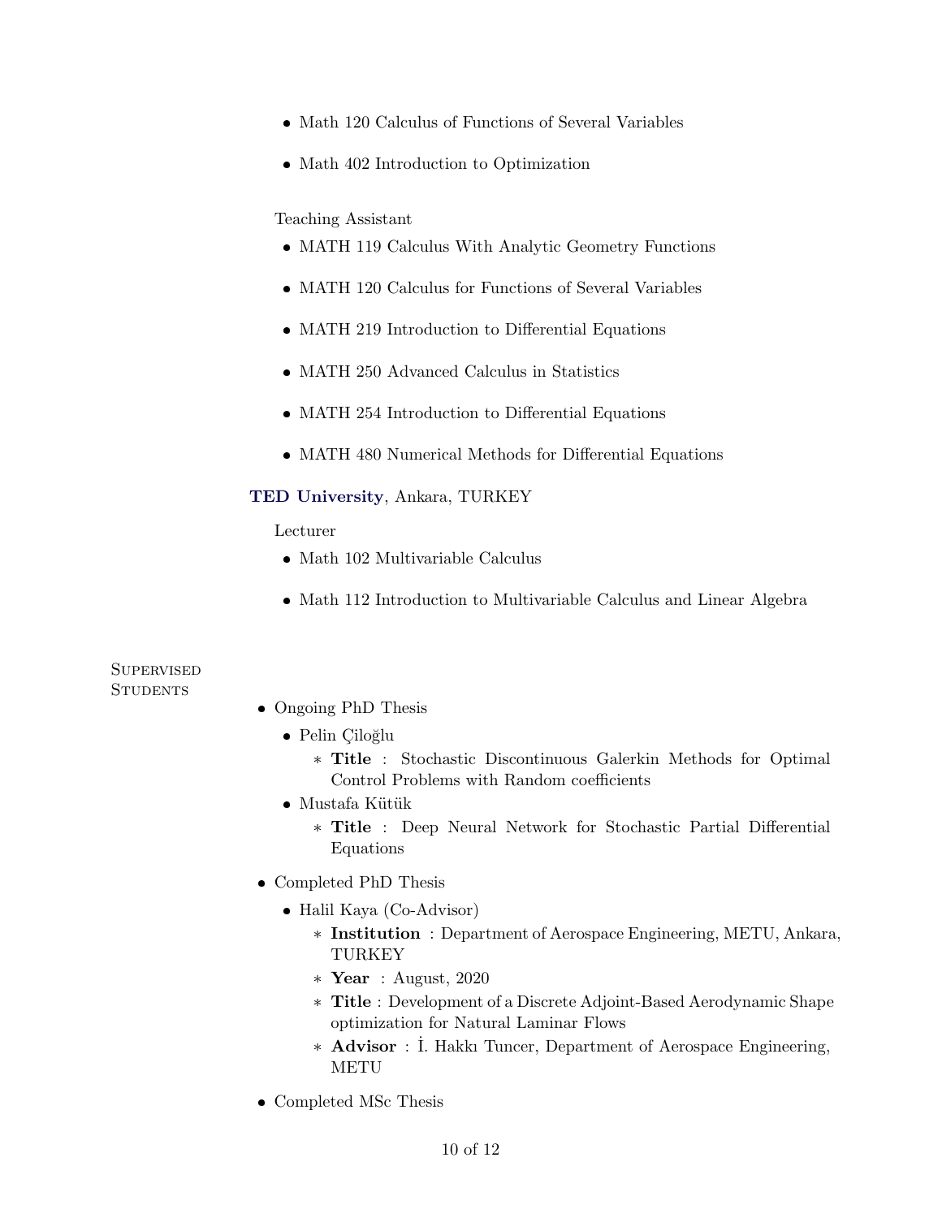- Math 120 Calculus of Functions of Several Variables
- Math 402 Introduction to Optimization

Teaching Assistant

- MATH 119 Calculus With Analytic Geometry Functions
- MATH 120 Calculus for Functions of Several Variables
- MATH 219 Introduction to Differential Equations
- MATH 250 Advanced Calculus in Statistics
- MATH 254 Introduction to Differential Equations
- MATH 480 Numerical Methods for Differential Equations

**TED University**, Ankara, TURKEY

Lecturer

- Math 102 Multivariable Calculus
- Math 112 Introduction to Multivariable Calculus and Linear Algebra

## Supervised Students

- Ongoing PhD Thesis
  - Pelin Çiloğlu
    - **Title** : Stochastic Discontinuous Galerkin Methods for Optimal Control Problems with Random coefficients
  - Mustafa Kütük
    - **Title** : Deep Neural Network for Stochastic Partial Differential Equations
- Completed PhD Thesis
  - Halil Kaya (Co-Advisor)
    - **Institution** : Department of Aerospace Engineering, METU, Ankara, TURKEY
    - **Year** : August, 2020
    - **Title** : Development of a Discrete Adjoint-Based Aerodynamic Shape optimization for Natural Laminar Flows
    - **Advisor** : İ. Hakkı Tuncer, Department of Aerospace Engineering, METU
- Completed MSc Thesis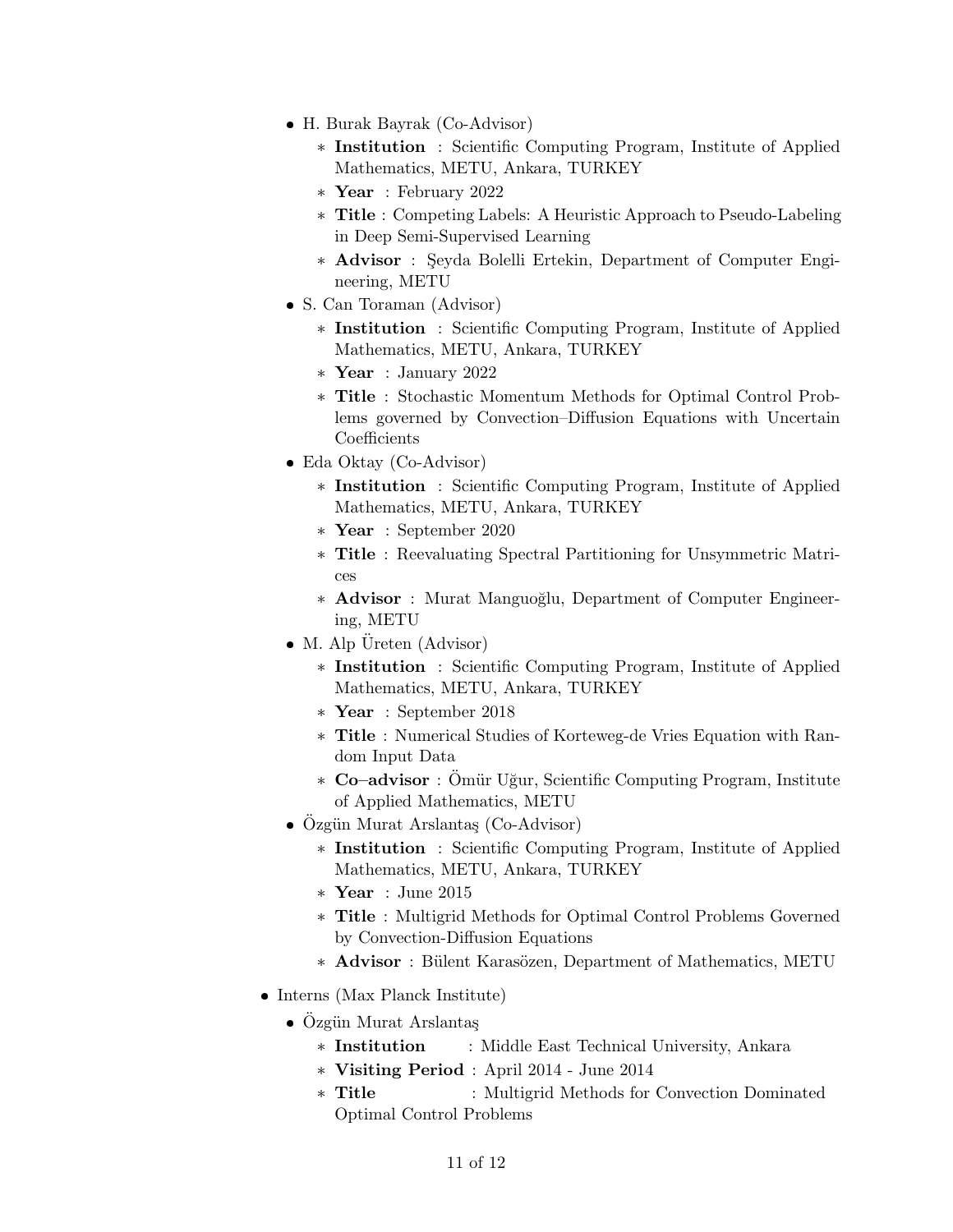- H. Burak Bayrak (Co-Advisor)
  - **Institution** : Scientific Computing Program, Institute of Applied Mathematics, METU, Ankara, TURKEY
  - **Year** : February 2022
  - **Title** : Competing Labels: A Heuristic Approach to Pseudo-Labeling in Deep Semi-Supervised Learning
  - **Advisor** : Şeyda Bolelli Ertekin, Department of Computer Engineering, METU
- S. Can Toraman (Advisor)
  - **Institution** : Scientific Computing Program, Institute of Applied Mathematics, METU, Ankara, TURKEY
  - **Year** : January 2022
  - **Title** : Stochastic Momentum Methods for Optimal Control Problems governed by Convection–Diffusion Equations with Uncertain Coefficients
- Eda Oktay (Co-Advisor)
  - **Institution** : Scientific Computing Program, Institute of Applied Mathematics, METU, Ankara, TURKEY
  - **Year** : September 2020
  - **Title** : Reevaluating Spectral Partitioning for Unsymmetric Matrices
  - **Advisor** : Murat Manguoğlu, Department of Computer Engineering, METU
- M. Alp Üreten (Advisor)
  - **Institution** : Scientific Computing Program, Institute of Applied Mathematics, METU, Ankara, TURKEY
  - **Year** : September 2018
  - **Title** : Numerical Studies of Korteweg-de Vries Equation with Random Input Data
  - **Co–advisor** : Ömür Uğur, Scientific Computing Program, Institute of Applied Mathematics, METU
- Özgün Murat Arslantaş (Co-Advisor)
  - **Institution** : Scientific Computing Program, Institute of Applied Mathematics, METU, Ankara, TURKEY
  - **Year** : June 2015
  - **Title** : Multigrid Methods for Optimal Control Problems Governed by Convection-Diffusion Equations
  - **Advisor** : Bülent Karasözen, Department of Mathematics, METU

- Interns (Max Planck Institute)
  - Özgün Murat Arslantaş
    - **Institution** : Middle East Technical University, Ankara
    - **Visiting Period** : April 2014 - June 2014
    - **Title** : Multigrid Methods for Convection Dominated Optimal Control Problems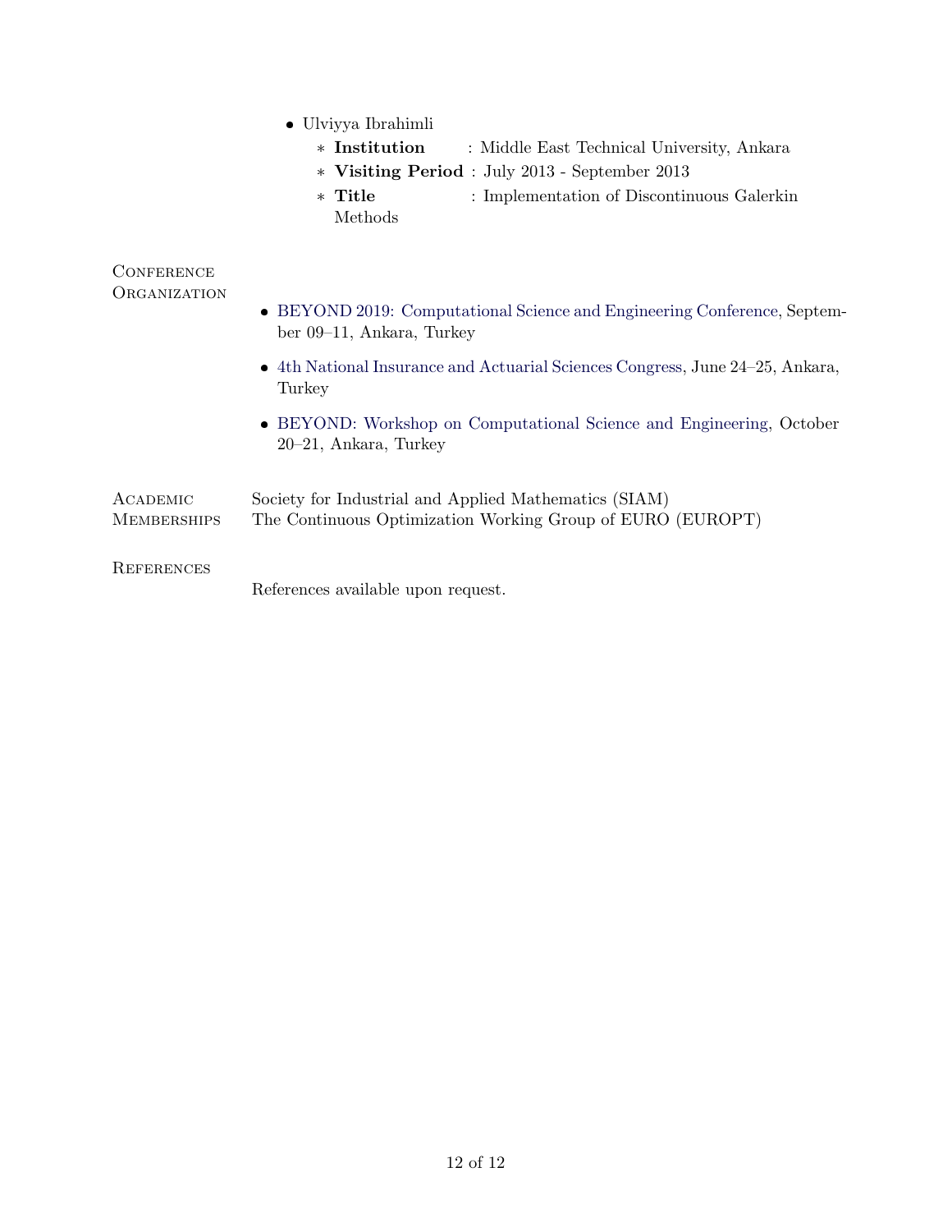- Ulviyya Ibrahimli
  - **Institution** : Middle East Technical University, Ankara
  - **Visiting Period** : July 2013 - September 2013
  - **Title** : Implementation of Discontinuous Galerkin Methods

## Conference Organization

- BEYOND 2019: Computational Science and Engineering Conference, September 09–11, Ankara, Turkey
- 4th National Insurance and Actuarial Sciences Congress, June 24–25, Ankara, Turkey
- BEYOND: Workshop on Computational Science and Engineering, October 20–21, Ankara, Turkey

## Academic Memberships

Society for Industrial and Applied Mathematics (SIAM)
The Continuous Optimization Working Group of EURO (EUROPT)

## References

References available upon request.